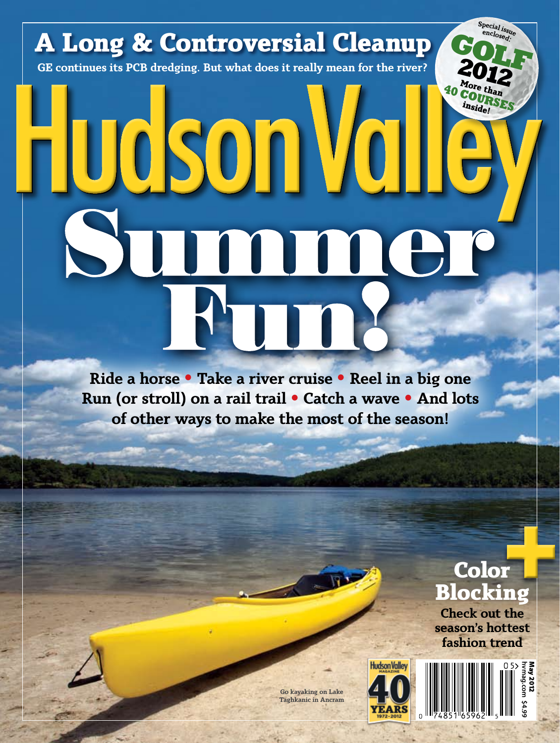# A Long & Controversial Cleanup

**GE continues its PCB dredging. But what does it really mean for the river?**

Special issue enclosed:

**GOLF 2012**

More than 40 COURSES inside!

# Hudson Valley

# Summer Fun!

**Ride a horse • Take a river cruise • Reel in a big one**
**Run (or stroll) on a rail trail • Catch a wave • And lots of other ways to make the most of the season!**

## + Color Blocking

**Check out the season's hottest fashion trend**

Go kayaking on Lake Taghkanic in Ancram

Hudson Valley Magazine 40 YEARS 1972-2012

May 2012
hvmag.com $4.99

0 74851 65962 5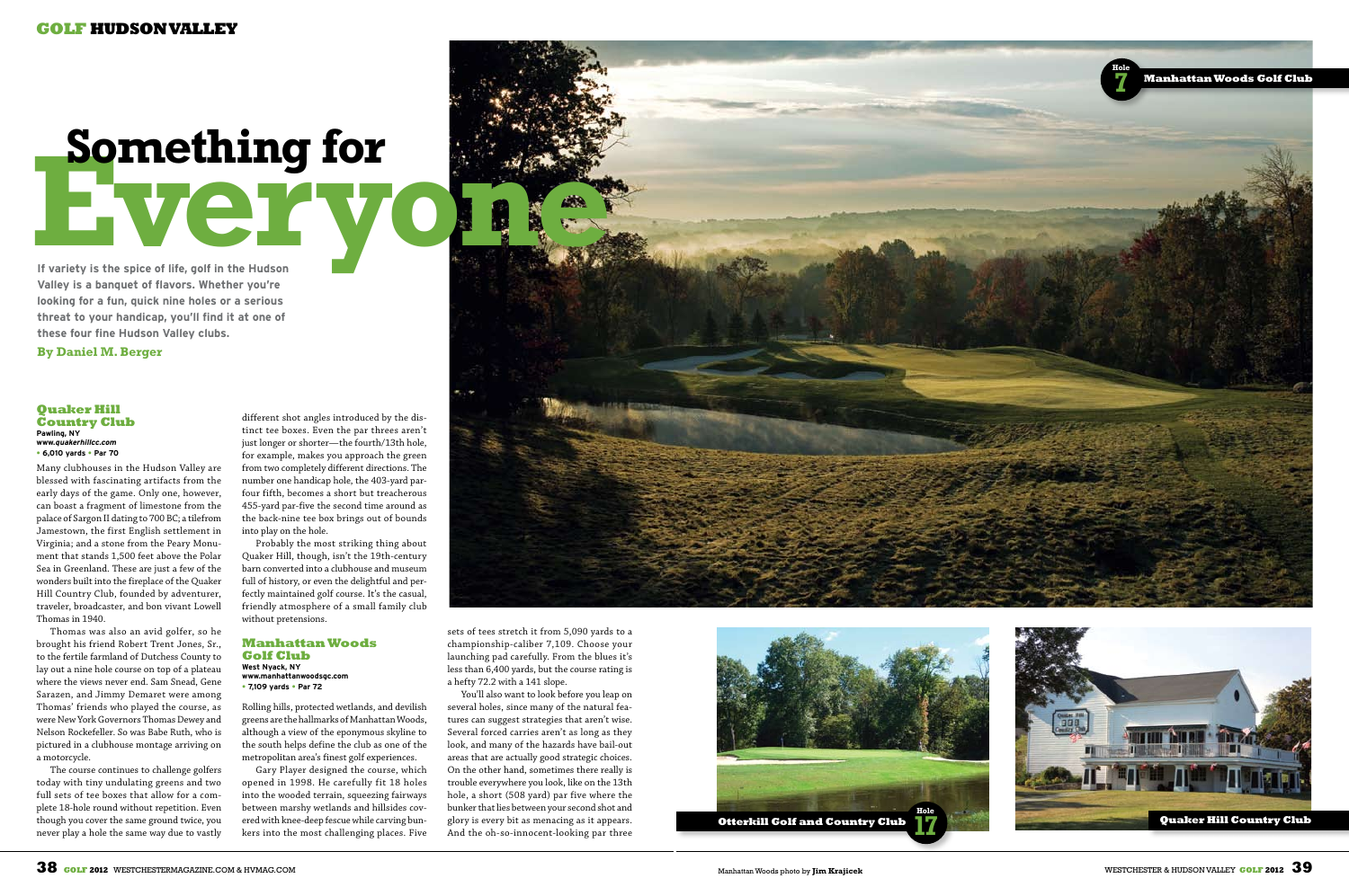# Something for Everyone

**If variety is the spice of life, golf in the Hudson Valley is a banquet of flavors. Whether you're looking for a fun, quick nine holes or a serious threat to your handicap, you'll find it at one of these four fine Hudson Valley clubs.**

**By Daniel M. Berger**

## Quaker Hill Country Club

**Pawling, NY**
***www.quakerhillcc.com***
**• 6,010 yards • Par 70**

Many clubhouses in the Hudson Valley are blessed with fascinating artifacts from the early days of the game. Only one, however, can boast a fragment of limestone from the palace of Sargon II dating to 700 BC; a tile from Jamestown, the first English settlement in Virginia; and a stone from the Peary Monument that stands 1,500 feet above the Polar Sea in Greenland. These are just a few of the wonders built into the fireplace of the Quaker Hill Country Club, founded by adventurer, traveler, broadcaster, and bon vivant Lowell Thomas in 1940.

Thomas was also an avid golfer, so he brought his friend Robert Trent Jones, Sr., to the fertile farmland of Dutchess County to lay out a nine hole course on top of a plateau where the views never end. Sam Snead, Gene Sarazen, and Jimmy Demaret were among Thomas' friends who played the course, as were New York Governors Thomas Dewey and Nelson Rockefeller. So was Babe Ruth, who is pictured in a clubhouse montage arriving on a motorcycle.

The course continues to challenge golfers today with tiny undulating greens and two full sets of tee boxes that allow for a complete 18-hole round without repetition. Even though you cover the same ground twice, you never play a hole the same way due to vastly different shot angles introduced by the distinct tee boxes. Even the par threes aren't just longer or shorter—the fourth/13th hole, for example, makes you approach the green from two completely different directions. The number one handicap hole, the 403-yard par-four fifth, becomes a short but treacherous 455-yard par-five the second time around as the back-nine tee box brings out of bounds into play on the hole.

Probably the most striking thing about Quaker Hill, though, isn't the 19th-century barn converted into a clubhouse and museum full of history, or even the delightful and perfectly maintained golf course. It's the casual, friendly atmosphere of a small family club without pretensions.

## Manhattan Woods Golf Club

**West Nyack, NY**
**www.manhattanwoodsgc.com**
**• 7,109 yards • Par 72**

Rolling hills, protected wetlands, and devilish greens are the hallmarks of Manhattan Woods, although a view of the eponymous skyline to the south helps define the club as one of the metropolitan area's finest golf experiences.

Gary Player designed the course, which opened in 1998. He carefully fit 18 holes into the wooded terrain, squeezing fairways between marshy wetlands and hillsides covered with knee-deep fescue while carving bunkers into the most challenging places. Five sets of tees stretch it from 5,090 yards to a championship-caliber 7,109. Choose your launching pad carefully. From the blues it's less than 6,400 yards, but the course rating is a hefty 72.2 with a 141 slope.

You'll also want to look before you leap on several holes, since many of the natural features can suggest strategies that aren't wise. Several forced carries aren't as long as they look, and many of the hazards have bail-out areas that are actually good strategic choices. On the other hand, sometimes there really is trouble everywhere you look, like on the 13th hole, a short (508 yard) par five where the bunker that lies between your second shot and glory is every bit as menacing as it appears. And the oh-so-innocent-looking par three

Hole 7 Manhattan Woods Golf Club

Otterkill Golf and Country Club Hole 17

Quaker Hill Country Club

Manhattan Woods photo by **Jim Krajicek**